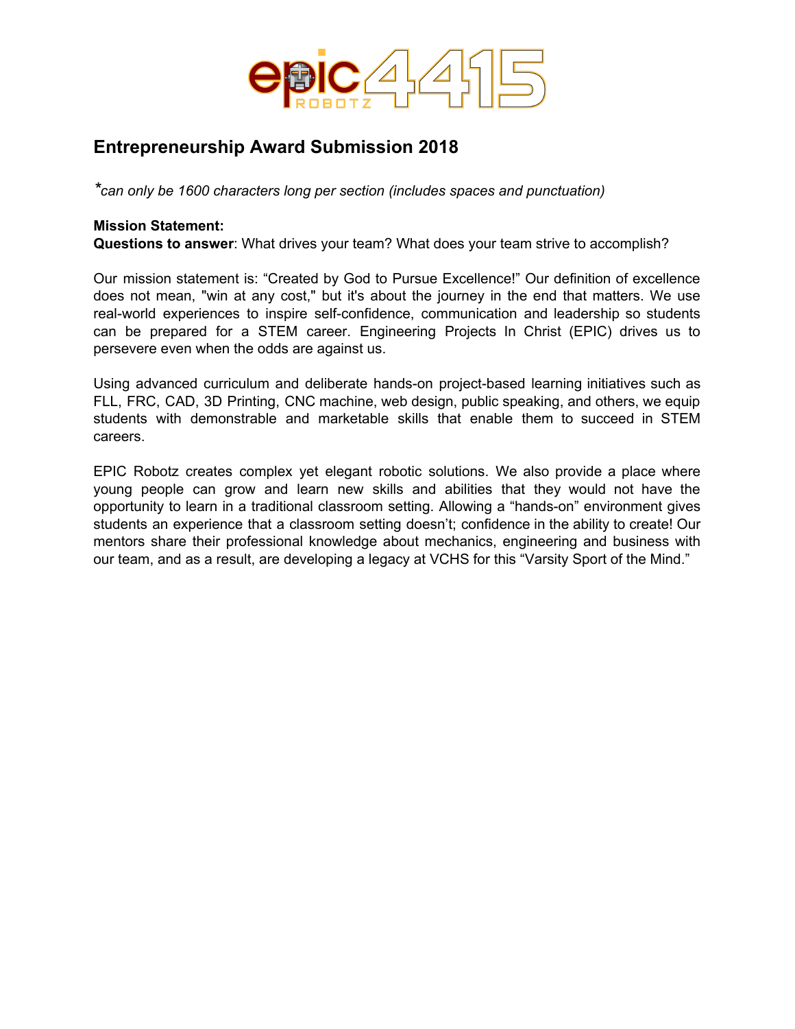## Entrepreneurship Award Submission 2018

**can only be 1600 characters long per section (includes spaces and punctuation)*

**Mission Statement:**
**Questions to answer**: What drives your team? What does your team strive to accomplish?

Our mission statement is: "Created by God to Pursue Excellence!" Our definition of excellence does not mean, "win at any cost," but it's about the journey in the end that matters. We use real-world experiences to inspire self-confidence, communication and leadership so students can be prepared for a STEM career. Engineering Projects In Christ (EPIC) drives us to persevere even when the odds are against us.

Using advanced curriculum and deliberate hands-on project-based learning initiatives such as FLL, FRC, CAD, 3D Printing, CNC machine, web design, public speaking, and others, we equip students with demonstrable and marketable skills that enable them to succeed in STEM careers.

EPIC Robotz creates complex yet elegant robotic solutions. We also provide a place where young people can grow and learn new skills and abilities that they would not have the opportunity to learn in a traditional classroom setting. Allowing a "hands-on" environment gives students an experience that a classroom setting doesn't; confidence in the ability to create! Our mentors share their professional knowledge about mechanics, engineering and business with our team, and as a result, are developing a legacy at VCHS for this "Varsity Sport of the Mind."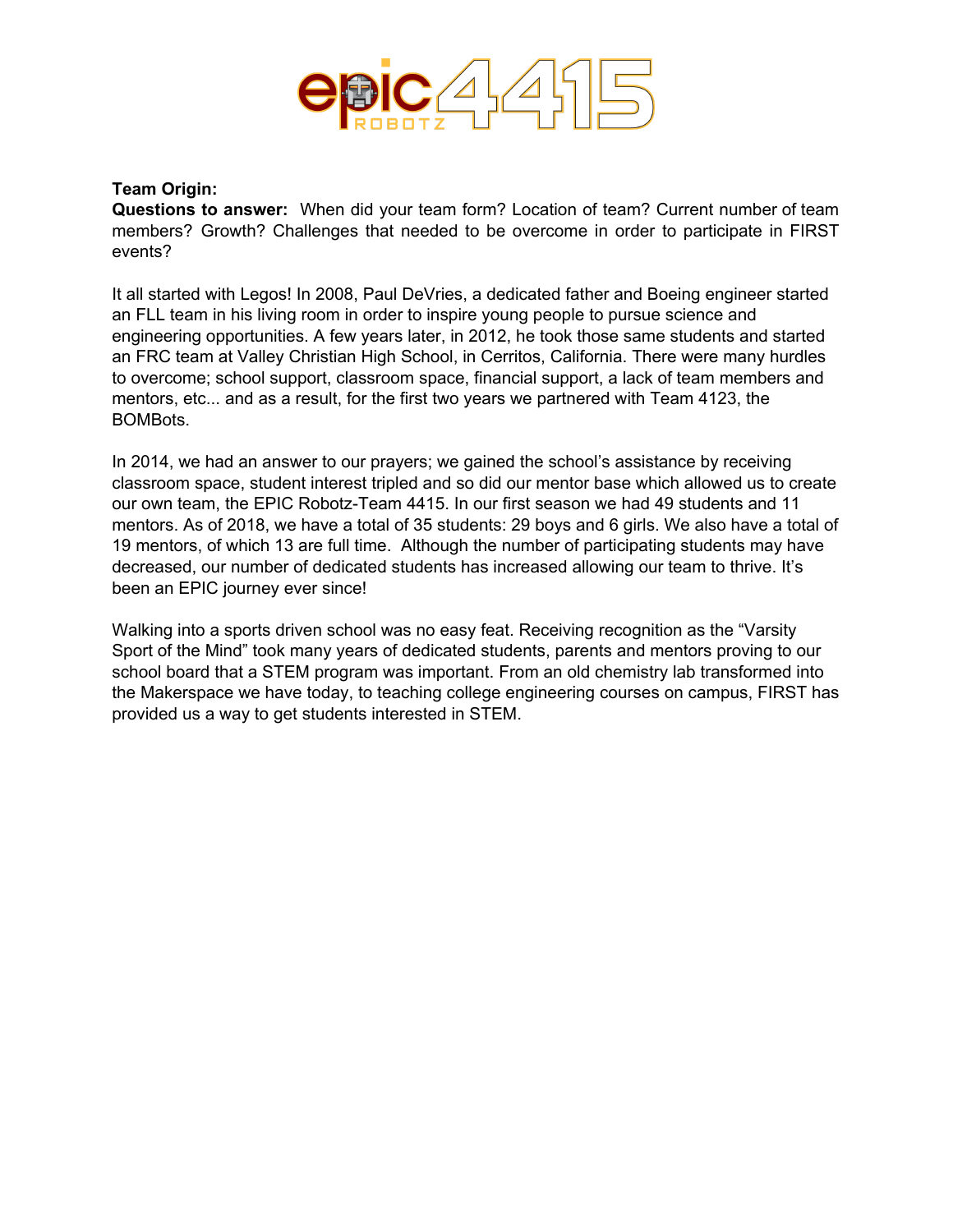**Team Origin:**

**Questions to answer:** When did your team form? Location of team? Current number of team members? Growth? Challenges that needed to be overcome in order to participate in FIRST events?

It all started with Legos! In 2008, Paul DeVries, a dedicated father and Boeing engineer started an FLL team in his living room in order to inspire young people to pursue science and engineering opportunities. A few years later, in 2012, he took those same students and started an FRC team at Valley Christian High School, in Cerritos, California. There were many hurdles to overcome; school support, classroom space, financial support, a lack of team members and mentors, etc... and as a result, for the first two years we partnered with Team 4123, the BOMBots.

In 2014, we had an answer to our prayers; we gained the school's assistance by receiving classroom space, student interest tripled and so did our mentor base which allowed us to create our own team, the EPIC Robotz-Team 4415. In our first season we had 49 students and 11 mentors. As of 2018, we have a total of 35 students: 29 boys and 6 girls. We also have a total of 19 mentors, of which 13 are full time. Although the number of participating students may have decreased, our number of dedicated students has increased allowing our team to thrive. It's been an EPIC journey ever since!

Walking into a sports driven school was no easy feat. Receiving recognition as the "Varsity Sport of the Mind" took many years of dedicated students, parents and mentors proving to our school board that a STEM program was important. From an old chemistry lab transformed into the Makerspace we have today, to teaching college engineering courses on campus, FIRST has provided us a way to get students interested in STEM.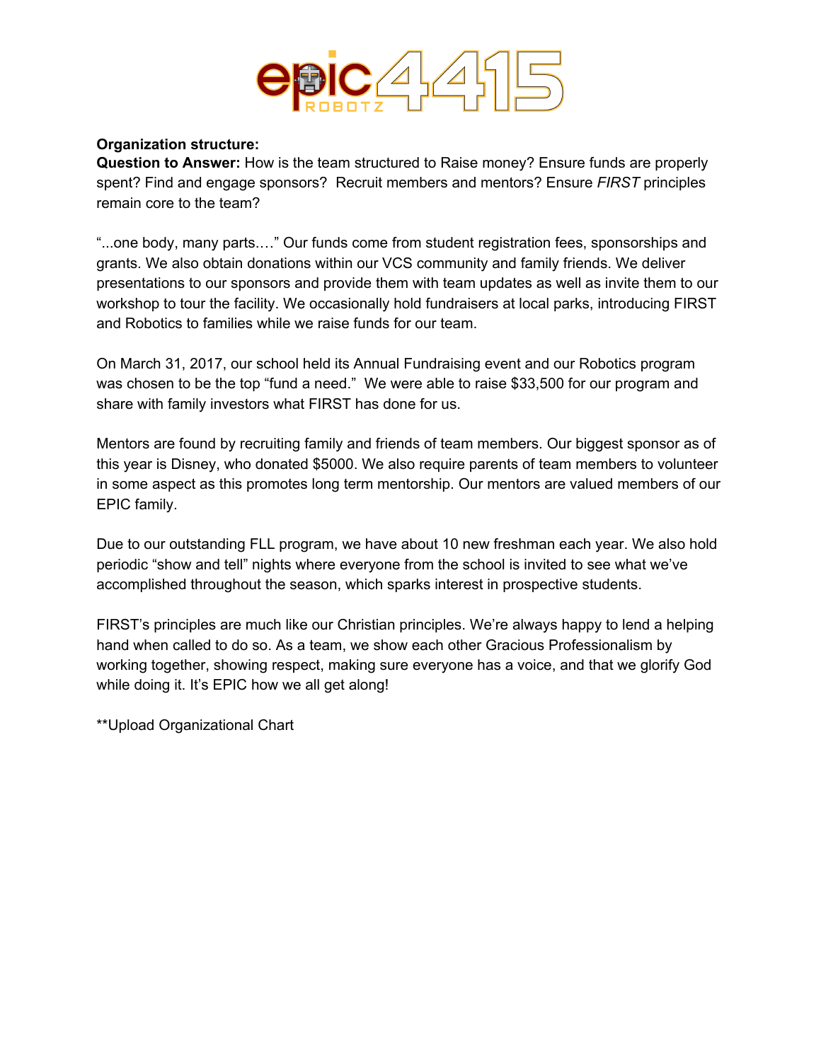**Organization structure:**

**Question to Answer:** How is the team structured to Raise money? Ensure funds are properly spent? Find and engage sponsors?  Recruit members and mentors? Ensure *FIRST* principles remain core to the team?

"...one body, many parts.…" Our funds come from student registration fees, sponsorships and grants. We also obtain donations within our VCS community and family friends. We deliver presentations to our sponsors and provide them with team updates as well as invite them to our workshop to tour the facility. We occasionally hold fundraisers at local parks, introducing FIRST and Robotics to families while we raise funds for our team.

On March 31, 2017, our school held its Annual Fundraising event and our Robotics program was chosen to be the top "fund a need."  We were able to raise $33,500 for our program and share with family investors what FIRST has done for us.

Mentors are found by recruiting family and friends of team members. Our biggest sponsor as of this year is Disney, who donated $5000. We also require parents of team members to volunteer in some aspect as this promotes long term mentorship. Our mentors are valued members of our EPIC family.

Due to our outstanding FLL program, we have about 10 new freshman each year. We also hold periodic "show and tell" nights where everyone from the school is invited to see what we've accomplished throughout the season, which sparks interest in prospective students.

FIRST's principles are much like our Christian principles. We're always happy to lend a helping hand when called to do so. As a team, we show each other Gracious Professionalism by working together, showing respect, making sure everyone has a voice, and that we glorify God while doing it. It's EPIC how we all get along!

**Upload Organizational Chart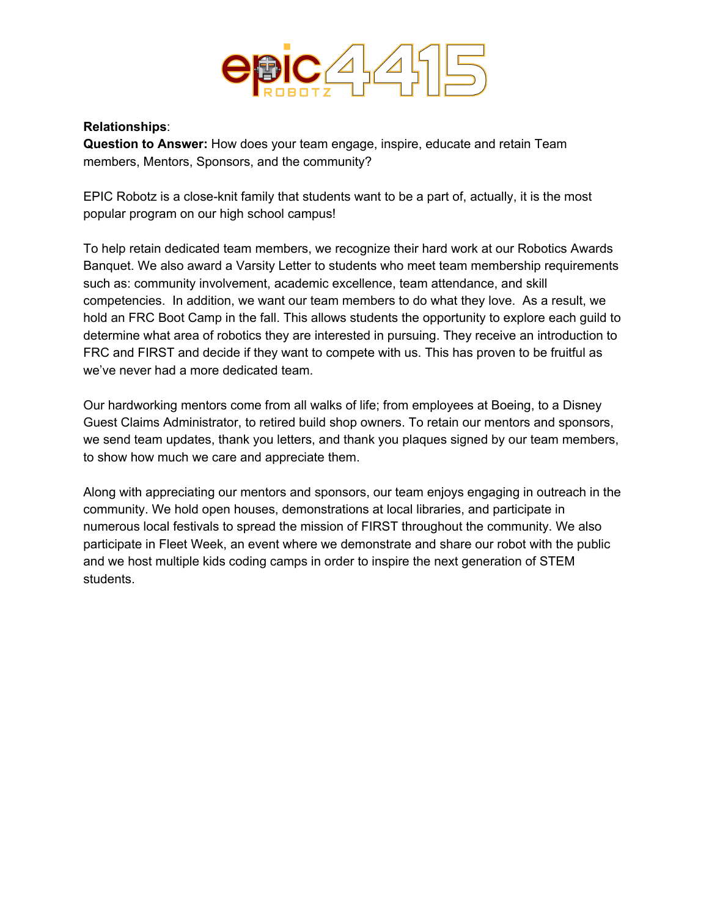**Relationships**:

**Question to Answer:** How does your team engage, inspire, educate and retain Team members, Mentors, Sponsors, and the community?

EPIC Robotz is a close-knit family that students want to be a part of, actually, it is the most popular program on our high school campus!

To help retain dedicated team members, we recognize their hard work at our Robotics Awards Banquet. We also award a Varsity Letter to students who meet team membership requirements such as: community involvement, academic excellence, team attendance, and skill competencies. In addition, we want our team members to do what they love. As a result, we hold an FRC Boot Camp in the fall. This allows students the opportunity to explore each guild to determine what area of robotics they are interested in pursuing. They receive an introduction to FRC and FIRST and decide if they want to compete with us. This has proven to be fruitful as we've never had a more dedicated team.

Our hardworking mentors come from all walks of life; from employees at Boeing, to a Disney Guest Claims Administrator, to retired build shop owners. To retain our mentors and sponsors, we send team updates, thank you letters, and thank you plaques signed by our team members, to show how much we care and appreciate them.

Along with appreciating our mentors and sponsors, our team enjoys engaging in outreach in the community. We hold open houses, demonstrations at local libraries, and participate in numerous local festivals to spread the mission of FIRST throughout the community. We also participate in Fleet Week, an event where we demonstrate and share our robot with the public and we host multiple kids coding camps in order to inspire the next generation of STEM students.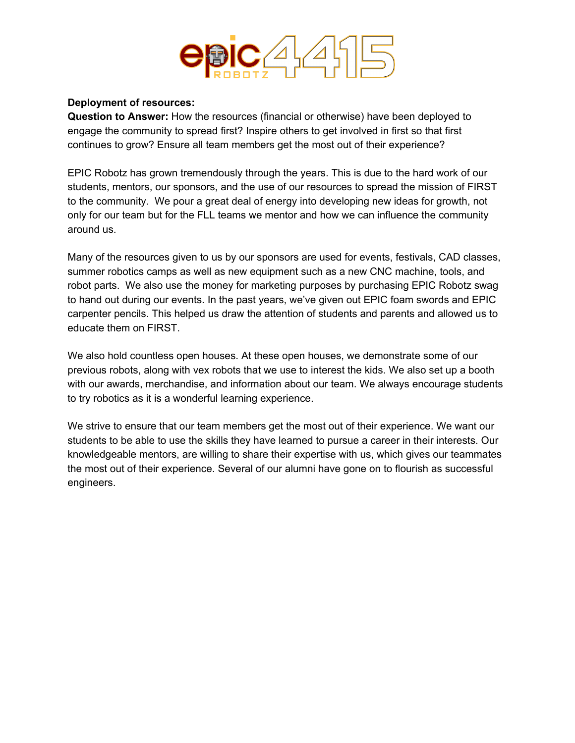**Deployment of resources:**

**Question to Answer:** How the resources (financial or otherwise) have been deployed to engage the community to spread first? Inspire others to get involved in first so that first continues to grow? Ensure all team members get the most out of their experience?

EPIC Robotz has grown tremendously through the years. This is due to the hard work of our students, mentors, our sponsors, and the use of our resources to spread the mission of FIRST to the community. We pour a great deal of energy into developing new ideas for growth, not only for our team but for the FLL teams we mentor and how we can influence the community around us.

Many of the resources given to us by our sponsors are used for events, festivals, CAD classes, summer robotics camps as well as new equipment such as a new CNC machine, tools, and robot parts. We also use the money for marketing purposes by purchasing EPIC Robotz swag to hand out during our events. In the past years, we've given out EPIC foam swords and EPIC carpenter pencils. This helped us draw the attention of students and parents and allowed us to educate them on FIRST.

We also hold countless open houses. At these open houses, we demonstrate some of our previous robots, along with vex robots that we use to interest the kids. We also set up a booth with our awards, merchandise, and information about our team. We always encourage students to try robotics as it is a wonderful learning experience.

We strive to ensure that our team members get the most out of their experience. We want our students to be able to use the skills they have learned to pursue a career in their interests. Our knowledgeable mentors, are willing to share their expertise with us, which gives our teammates the most out of their experience. Several of our alumni have gone on to flourish as successful engineers.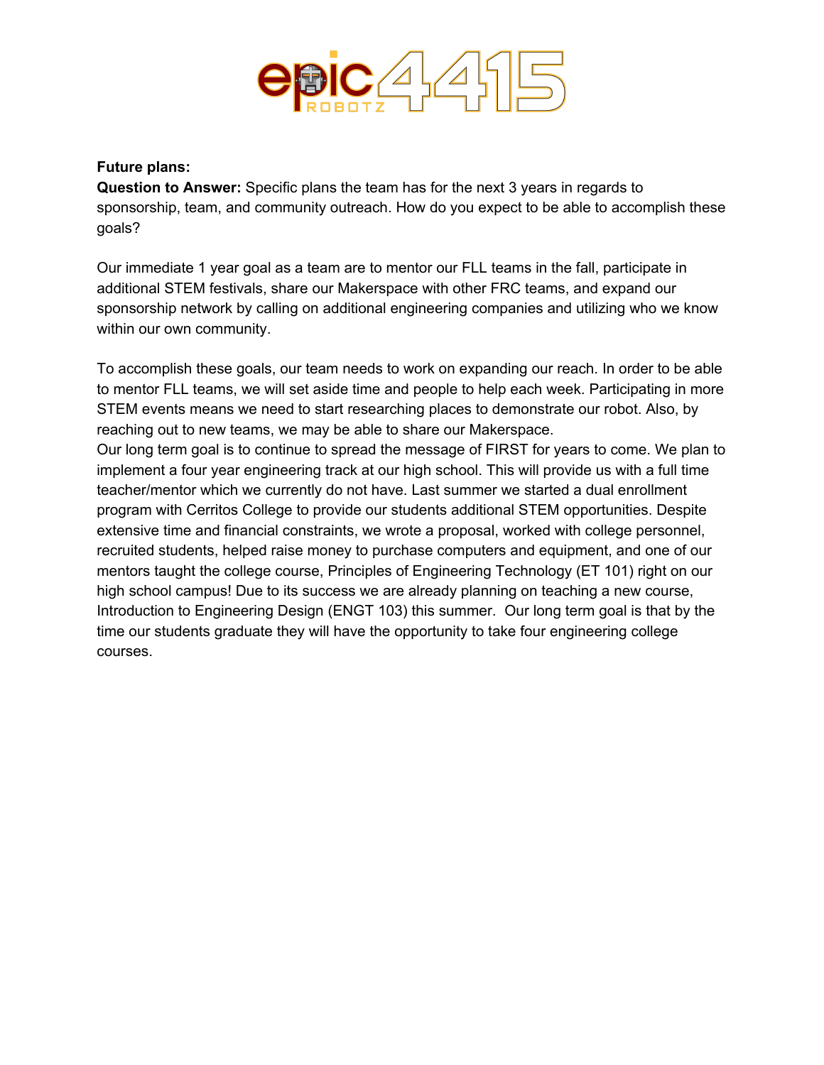**Future plans:**

**Question to Answer:** Specific plans the team has for the next 3 years in regards to sponsorship, team, and community outreach. How do you expect to be able to accomplish these goals?

Our immediate 1 year goal as a team are to mentor our FLL teams in the fall, participate in additional STEM festivals, share our Makerspace with other FRC teams, and expand our sponsorship network by calling on additional engineering companies and utilizing who we know within our own community.

To accomplish these goals, our team needs to work on expanding our reach. In order to be able to mentor FLL teams, we will set aside time and people to help each week. Participating in more STEM events means we need to start researching places to demonstrate our robot. Also, by reaching out to new teams, we may be able to share our Makerspace.

Our long term goal is to continue to spread the message of FIRST for years to come. We plan to implement a four year engineering track at our high school. This will provide us with a full time teacher/mentor which we currently do not have. Last summer we started a dual enrollment program with Cerritos College to provide our students additional STEM opportunities. Despite extensive time and financial constraints, we wrote a proposal, worked with college personnel, recruited students, helped raise money to purchase computers and equipment, and one of our mentors taught the college course, Principles of Engineering Technology (ET 101) right on our high school campus! Due to its success we are already planning on teaching a new course, Introduction to Engineering Design (ENGT 103) this summer. Our long term goal is that by the time our students graduate they will have the opportunity to take four engineering college courses.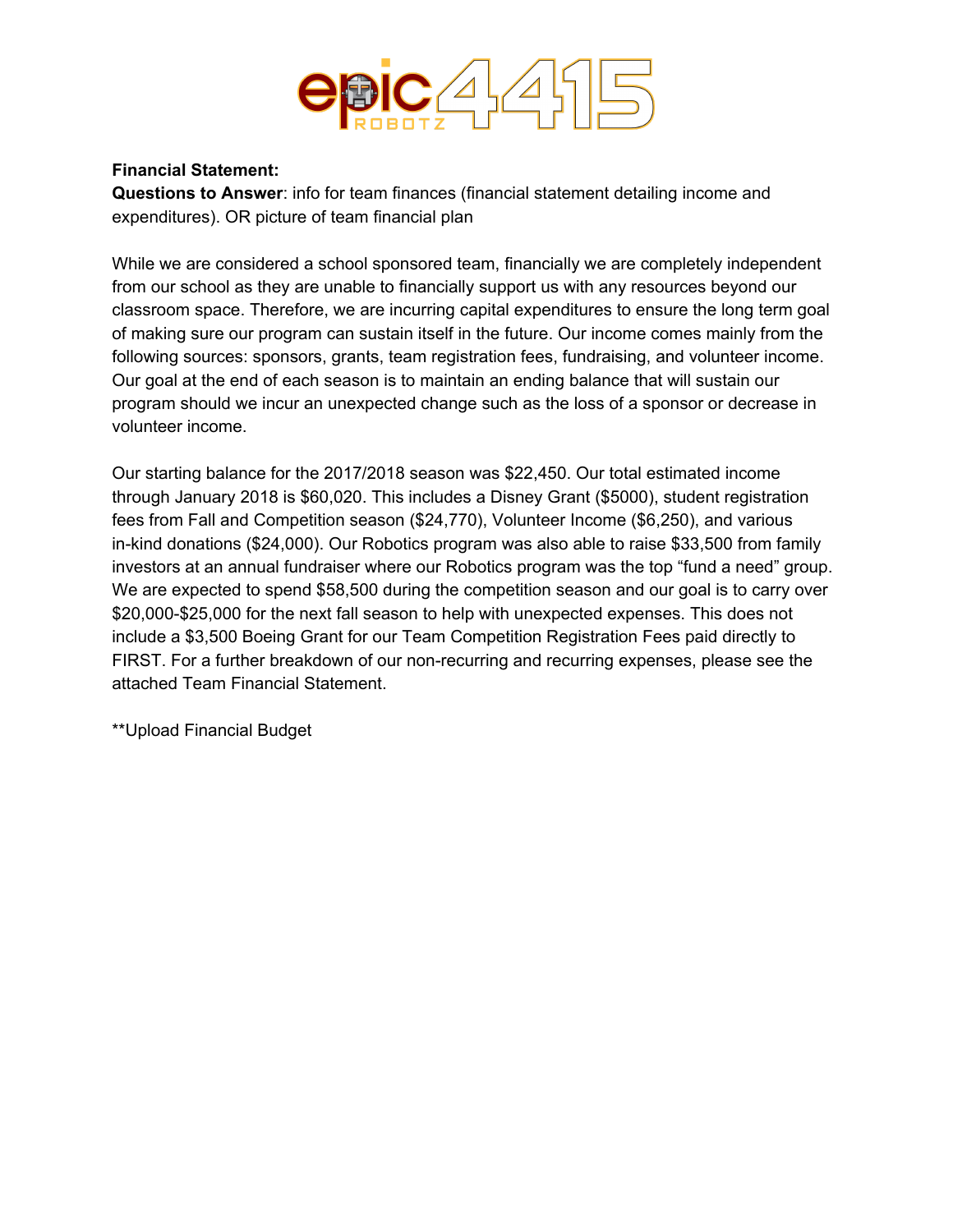**Financial Statement:**

**Questions to Answer**: info for team finances (financial statement detailing income and expenditures). OR picture of team financial plan

While we are considered a school sponsored team, financially we are completely independent from our school as they are unable to financially support us with any resources beyond our classroom space. Therefore, we are incurring capital expenditures to ensure the long term goal of making sure our program can sustain itself in the future. Our income comes mainly from the following sources: sponsors, grants, team registration fees, fundraising, and volunteer income. Our goal at the end of each season is to maintain an ending balance that will sustain our program should we incur an unexpected change such as the loss of a sponsor or decrease in volunteer income.

Our starting balance for the 2017/2018 season was $22,450. Our total estimated income through January 2018 is $60,020. This includes a Disney Grant ($5000), student registration fees from Fall and Competition season ($24,770), Volunteer Income ($6,250), and various in-kind donations ($24,000). Our Robotics program was also able to raise $33,500 from family investors at an annual fundraiser where our Robotics program was the top “fund a need” group. We are expected to spend $58,500 during the competition season and our goal is to carry over $20,000-$25,000 for the next fall season to help with unexpected expenses. This does not include a $3,500 Boeing Grant for our Team Competition Registration Fees paid directly to FIRST. For a further breakdown of our non-recurring and recurring expenses, please see the attached Team Financial Statement.

**Upload Financial Budget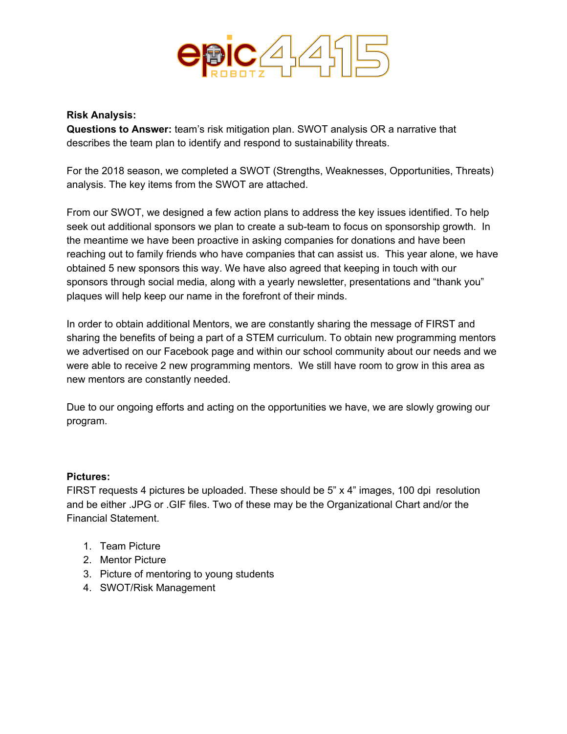**Risk Analysis:**
**Questions to Answer:** team's risk mitigation plan. SWOT analysis OR a narrative that describes the team plan to identify and respond to sustainability threats.

For the 2018 season, we completed a SWOT (Strengths, Weaknesses, Opportunities, Threats) analysis. The key items from the SWOT are attached.

From our SWOT, we designed a few action plans to address the key issues identified. To help seek out additional sponsors we plan to create a sub-team to focus on sponsorship growth. In the meantime we have been proactive in asking companies for donations and have been reaching out to family friends who have companies that can assist us. This year alone, we have obtained 5 new sponsors this way. We have also agreed that keeping in touch with our sponsors through social media, along with a yearly newsletter, presentations and "thank you" plaques will help keep our name in the forefront of their minds.

In order to obtain additional Mentors, we are constantly sharing the message of FIRST and sharing the benefits of being a part of a STEM curriculum. To obtain new programming mentors we advertised on our Facebook page and within our school community about our needs and we were able to receive 2 new programming mentors. We still have room to grow in this area as new mentors are constantly needed.

Due to our ongoing efforts and acting on the opportunities we have, we are slowly growing our program.

**Pictures:**
FIRST requests 4 pictures be uploaded. These should be 5" x 4" images, 100 dpi resolution and be either .JPG or .GIF files. Two of these may be the Organizational Chart and/or the Financial Statement.

1. Team Picture
2. Mentor Picture
3. Picture of mentoring to young students
4. SWOT/Risk Management